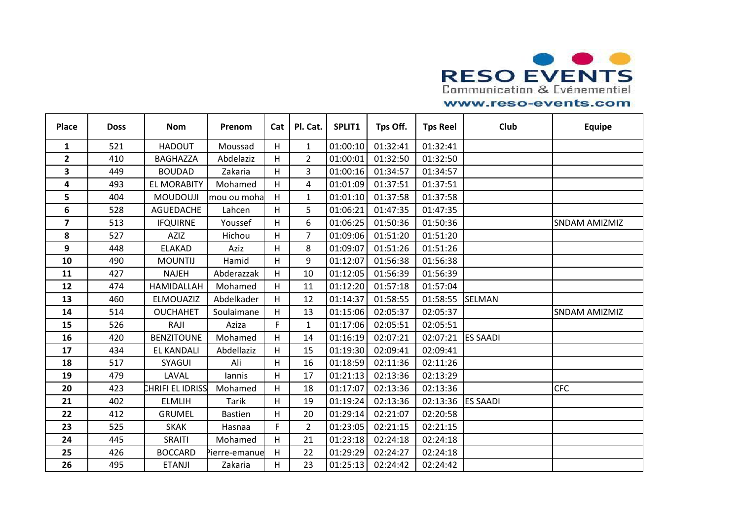| Place | Doss | Nom | Prenom | Cat | Pl. Cat. | SPLIT1 | Tps Off. | Tps Reel | Club | Equipe |
|---|---|---|---|---|---|---|---|---|---|---|
| 1 | 521 | HADOUT | Moussad | H | 1 | 01:00:10 | 01:32:41 | 01:32:41 | | |
| 2 | 410 | BAGHAZZA | Abdelaziz | H | 2 | 01:00:01 | 01:32:50 | 01:32:50 | | |
| 3 | 449 | BOUDAD | Zakaria | H | 3 | 01:00:16 | 01:34:57 | 01:34:57 | | |
| 4 | 493 | EL MORABITY | Mohamed | H | 4 | 01:01:09 | 01:37:51 | 01:37:51 | | |
| 5 | 404 | MOUDOUJI | mou ou moha | H | 1 | 01:01:10 | 01:37:58 | 01:37:58 | | |
| 6 | 528 | AGUEDACHE | Lahcen | H | 5 | 01:06:21 | 01:47:35 | 01:47:35 | | |
| 7 | 513 | IFQUIRNE | Youssef | H | 6 | 01:06:25 | 01:50:36 | 01:50:36 | | SNDAM AMIZMIZ |
| 8 | 527 | AZIZ | Hichou | H | 7 | 01:09:06 | 01:51:20 | 01:51:20 | | |
| 9 | 448 | ELAKAD | Aziz | H | 8 | 01:09:07 | 01:51:26 | 01:51:26 | | |
| 10 | 490 | MOUNTIJ | Hamid | H | 9 | 01:12:07 | 01:56:38 | 01:56:38 | | |
| 11 | 427 | NAJEH | Abderazzak | H | 10 | 01:12:05 | 01:56:39 | 01:56:39 | | |
| 12 | 474 | HAMIDALLAH | Mohamed | H | 11 | 01:12:20 | 01:57:18 | 01:57:04 | | |
| 13 | 460 | ELMOUAZIZ | Abdelkader | H | 12 | 01:14:37 | 01:58:55 | 01:58:55 | SELMAN | |
| 14 | 514 | OUCHAHET | Soulaimane | H | 13 | 01:15:06 | 02:05:37 | 02:05:37 | | SNDAM AMIZMIZ |
| 15 | 526 | RAJI | Aziza | F | 1 | 01:17:06 | 02:05:51 | 02:05:51 | | |
| 16 | 420 | BENZITOUNE | Mohamed | H | 14 | 01:16:19 | 02:07:21 | 02:07:21 | ES SAADI | |
| 17 | 434 | EL KANDALI | Abdellaziz | H | 15 | 01:19:30 | 02:09:41 | 02:09:41 | | |
| 18 | 517 | SYAGUI | Ali | H | 16 | 01:18:59 | 02:11:36 | 02:11:26 | | |
| 19 | 479 | LAVAL | Iannis | H | 17 | 01:21:13 | 02:13:36 | 02:13:29 | | |
| 20 | 423 | CHRIFI EL IDRISS | Mohamed | H | 18 | 01:17:07 | 02:13:36 | 02:13:36 | | CFC |
| 21 | 402 | ELMLIH | Tarik | H | 19 | 01:19:24 | 02:13:36 | 02:13:36 | ES SAADI | |
| 22 | 412 | GRUMEL | Bastien | H | 20 | 01:29:14 | 02:21:07 | 02:20:58 | | |
| 23 | 525 | SKAK | Hasnaa | F | 2 | 01:23:05 | 02:21:15 | 02:21:15 | | |
| 24 | 445 | SRAITI | Mohamed | H | 21 | 01:23:18 | 02:24:18 | 02:24:18 | | |
| 25 | 426 | BOCCARD | Pierre-emanue | H | 22 | 01:29:29 | 02:24:27 | 02:24:18 | | |
| 26 | 495 | ETANJI | Zakaria | H | 23 | 01:25:13 | 02:24:42 | 02:24:42 | | |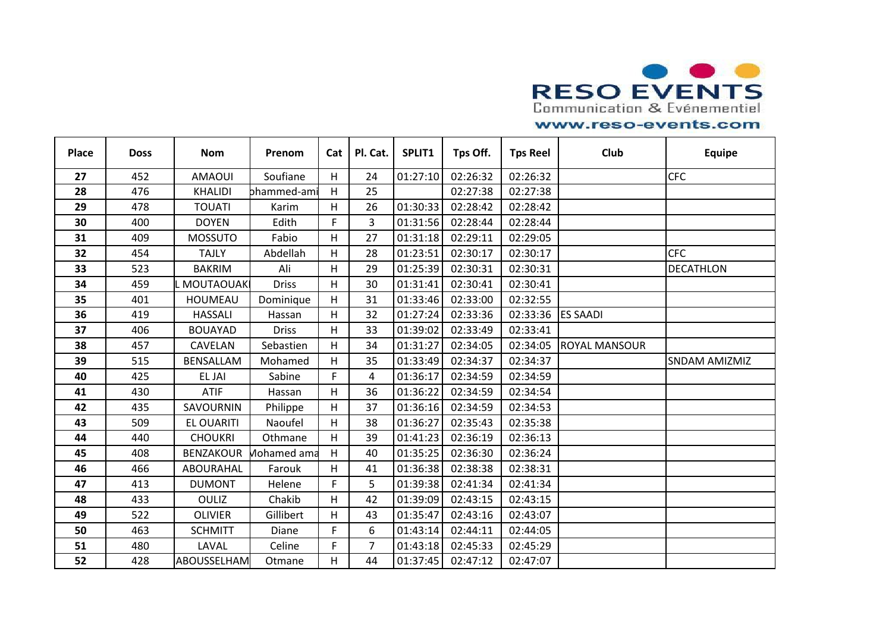| Place | Doss | Nom | Prenom | Cat | Pl. Cat. | SPLIT1 | Tps Off. | Tps Reel | Club | Equipe |
|---|---|---|---|---|---|---|---|---|---|---|
| **27** | 452 | AMAOUI | Soufiane | H | 24 | 01:27:10 | 02:26:32 | 02:26:32 | | CFC |
| **28** | 476 | KHALIDI | ohammed-ami | H | 25 | | 02:27:38 | 02:27:38 | | |
| **29** | 478 | TOUATI | Karim | H | 26 | 01:30:33 | 02:28:42 | 02:28:42 | | |
| **30** | 400 | DOYEN | Edith | F | 3 | 01:31:56 | 02:28:44 | 02:28:44 | | |
| **31** | 409 | MOSSUTO | Fabio | H | 27 | 01:31:18 | 02:29:11 | 02:29:05 | | |
| **32** | 454 | TAJLY | Abdellah | H | 28 | 01:23:51 | 02:30:17 | 02:30:17 | | CFC |
| **33** | 523 | BAKRIM | Ali | H | 29 | 01:25:39 | 02:30:31 | 02:30:31 | | DECATHLON |
| **34** | 459 | L MOUTAOUAKI | Driss | H | 30 | 01:31:41 | 02:30:41 | 02:30:41 | | |
| **35** | 401 | HOUMEAU | Dominique | H | 31 | 01:33:46 | 02:33:00 | 02:32:55 | | |
| **36** | 419 | HASSALI | Hassan | H | 32 | 01:27:24 | 02:33:36 | 02:33:36 | ES SAADI | |
| **37** | 406 | BOUAYAD | Driss | H | 33 | 01:39:02 | 02:33:49 | 02:33:41 | | |
| **38** | 457 | CAVELAN | Sebastien | H | 34 | 01:31:27 | 02:34:05 | 02:34:05 | ROYAL MANSOUR | |
| **39** | 515 | BENSALLAM | Mohamed | H | 35 | 01:33:49 | 02:34:37 | 02:34:37 | | SNDAM AMIZMIZ |
| **40** | 425 | EL JAI | Sabine | F | 4 | 01:36:17 | 02:34:59 | 02:34:59 | | |
| **41** | 430 | ATIF | Hassan | H | 36 | 01:36:22 | 02:34:59 | 02:34:54 | | |
| **42** | 435 | SAVOURNIN | Philippe | H | 37 | 01:36:16 | 02:34:59 | 02:34:53 | | |
| **43** | 509 | EL OUARITI | Naoufel | H | 38 | 01:36:27 | 02:35:43 | 02:35:38 | | |
| **44** | 440 | CHOUKRI | Othmane | H | 39 | 01:41:23 | 02:36:19 | 02:36:13 | | |
| **45** | 408 | BENZAKOUR | Mohamed ama | H | 40 | 01:35:25 | 02:36:30 | 02:36:24 | | |
| **46** | 466 | ABOURAHAL | Farouk | H | 41 | 01:36:38 | 02:38:38 | 02:38:31 | | |
| **47** | 413 | DUMONT | Helene | F | 5 | 01:39:38 | 02:41:34 | 02:41:34 | | |
| **48** | 433 | OULIZ | Chakib | H | 42 | 01:39:09 | 02:43:15 | 02:43:15 | | |
| **49** | 522 | OLIVIER | Gillibert | H | 43 | 01:35:47 | 02:43:16 | 02:43:07 | | |
| **50** | 463 | SCHMITT | Diane | F | 6 | 01:43:14 | 02:44:11 | 02:44:05 | | |
| **51** | 480 | LAVAL | Celine | F | 7 | 01:43:18 | 02:45:33 | 02:45:29 | | |
| **52** | 428 | ABOUSSELHAM | Otmane | H | 44 | 01:37:45 | 02:47:12 | 02:47:07 | | |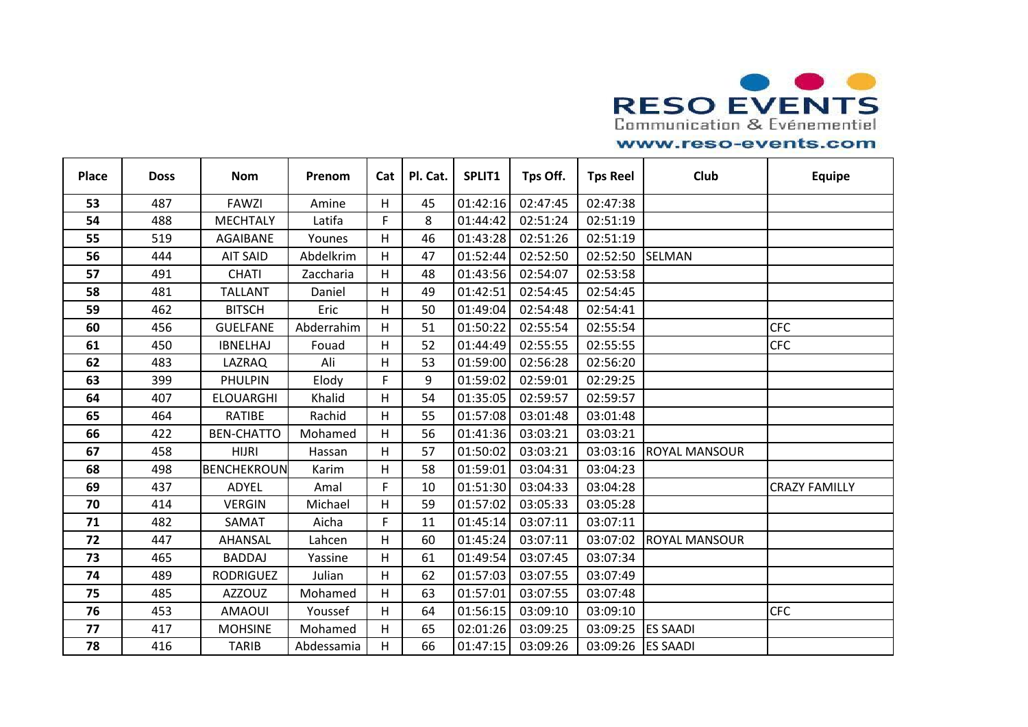| Place | Doss | Nom | Prenom | Cat | Pl. Cat. | SPLIT1 | Tps Off. | Tps Reel | Club | Equipe |
|---|---|---|---|---|---|---|---|---|---|---|
| 53 | 487 | FAWZI | Amine | H | 45 | 01:42:16 | 02:47:45 | 02:47:38 | | |
| 54 | 488 | MECHTALY | Latifa | F | 8 | 01:44:42 | 02:51:24 | 02:51:19 | | |
| 55 | 519 | AGAIBANE | Younes | H | 46 | 01:43:28 | 02:51:26 | 02:51:19 | | |
| 56 | 444 | AIT SAID | Abdelkrim | H | 47 | 01:52:44 | 02:52:50 | 02:52:50 | SELMAN | |
| 57 | 491 | CHATI | Zaccharia | H | 48 | 01:43:56 | 02:54:07 | 02:53:58 | | |
| 58 | 481 | TALLANT | Daniel | H | 49 | 01:42:51 | 02:54:45 | 02:54:45 | | |
| 59 | 462 | BITSCH | Eric | H | 50 | 01:49:04 | 02:54:48 | 02:54:41 | | |
| 60 | 456 | GUELFANE | Abderrahim | H | 51 | 01:50:22 | 02:55:54 | 02:55:54 | | CFC |
| 61 | 450 | IBNELHAJ | Fouad | H | 52 | 01:44:49 | 02:55:55 | 02:55:55 | | CFC |
| 62 | 483 | LAZRAQ | Ali | H | 53 | 01:59:00 | 02:56:28 | 02:56:20 | | |
| 63 | 399 | PHULPIN | Elody | F | 9 | 01:59:02 | 02:59:01 | 02:29:25 | | |
| 64 | 407 | ELOUARGHI | Khalid | H | 54 | 01:35:05 | 02:59:57 | 02:59:57 | | |
| 65 | 464 | RATIBE | Rachid | H | 55 | 01:57:08 | 03:01:48 | 03:01:48 | | |
| 66 | 422 | BEN-CHATTO | Mohamed | H | 56 | 01:41:36 | 03:03:21 | 03:03:21 | | |
| 67 | 458 | HIJRI | Hassan | H | 57 | 01:50:02 | 03:03:21 | 03:03:16 | ROYAL MANSOUR | |
| 68 | 498 | BENCHEKROUN | Karim | H | 58 | 01:59:01 | 03:04:31 | 03:04:23 | | |
| 69 | 437 | ADYEL | Amal | F | 10 | 01:51:30 | 03:04:33 | 03:04:28 | | CRAZY FAMILLY |
| 70 | 414 | VERGIN | Michael | H | 59 | 01:57:02 | 03:05:33 | 03:05:28 | | |
| 71 | 482 | SAMAT | Aicha | F | 11 | 01:45:14 | 03:07:11 | 03:07:11 | | |
| 72 | 447 | AHANSAL | Lahcen | H | 60 | 01:45:24 | 03:07:11 | 03:07:02 | ROYAL MANSOUR | |
| 73 | 465 | BADDAJ | Yassine | H | 61 | 01:49:54 | 03:07:45 | 03:07:34 | | |
| 74 | 489 | RODRIGUEZ | Julian | H | 62 | 01:57:03 | 03:07:55 | 03:07:49 | | |
| 75 | 485 | AZZOUZ | Mohamed | H | 63 | 01:57:01 | 03:07:55 | 03:07:48 | | |
| 76 | 453 | AMAOUI | Youssef | H | 64 | 01:56:15 | 03:09:10 | 03:09:10 | | CFC |
| 77 | 417 | MOHSINE | Mohamed | H | 65 | 02:01:26 | 03:09:25 | 03:09:25 | ES SAADI | |
| 78 | 416 | TARIB | Abdessamia | H | 66 | 01:47:15 | 03:09:26 | 03:09:26 | ES SAADI | |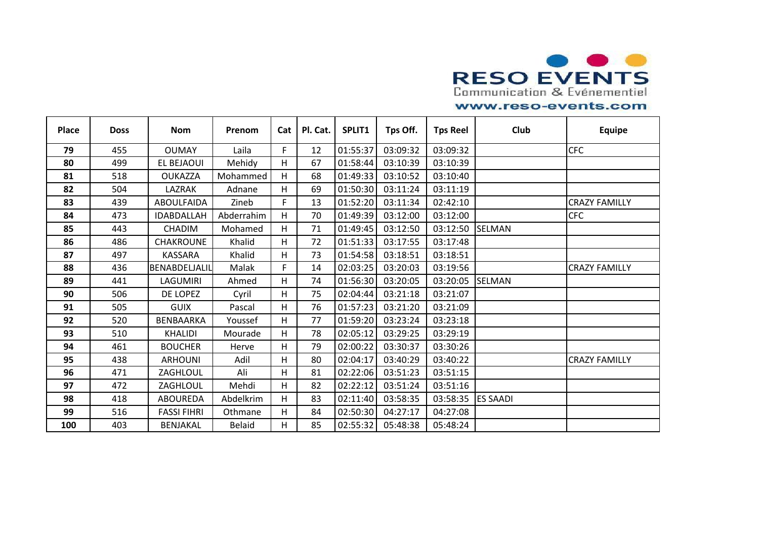RESO EVENTS
Communication & Evénementiel
www.reso-events.com

| Place | Doss | Nom | Prenom | Cat | Pl. Cat. | SPLIT1 | Tps Off. | Tps Reel | Club | Equipe |
|---|---|---|---|---|---|---|---|---|---|---|
| **79** | 455 | OUMAY | Laila | F | 12 | 01:55:37 | 03:09:32 | 03:09:32 | | CFC |
| **80** | 499 | EL BEJAOUI | Mehidy | H | 67 | 01:58:44 | 03:10:39 | 03:10:39 | | |
| **81** | 518 | OUKAZZA | Mohammed | H | 68 | 01:49:33 | 03:10:52 | 03:10:40 | | |
| **82** | 504 | LAZRAK | Adnane | H | 69 | 01:50:30 | 03:11:24 | 03:11:19 | | |
| **83** | 439 | ABOULFAIDA | Zineb | F | 13 | 01:52:20 | 03:11:34 | 02:42:10 | | CRAZY FAMILLY |
| **84** | 473 | IDABDALLAH | Abderrahim | H | 70 | 01:49:39 | 03:12:00 | 03:12:00 | | CFC |
| **85** | 443 | CHADIM | Mohamed | H | 71 | 01:49:45 | 03:12:50 | 03:12:50 | SELMAN | |
| **86** | 486 | CHAKROUNE | Khalid | H | 72 | 01:51:33 | 03:17:55 | 03:17:48 | | |
| **87** | 497 | KASSARA | Khalid | H | 73 | 01:54:58 | 03:18:51 | 03:18:51 | | |
| **88** | 436 | BENABDELJALIL | Malak | F | 14 | 02:03:25 | 03:20:03 | 03:19:56 | | CRAZY FAMILLY |
| **89** | 441 | LAGUMIRI | Ahmed | H | 74 | 01:56:30 | 03:20:05 | 03:20:05 | SELMAN | |
| **90** | 506 | DE LOPEZ | Cyril | H | 75 | 02:04:44 | 03:21:18 | 03:21:07 | | |
| **91** | 505 | GUIX | Pascal | H | 76 | 01:57:23 | 03:21:20 | 03:21:09 | | |
| **92** | 520 | BENBAARKA | Youssef | H | 77 | 01:59:20 | 03:23:24 | 03:23:18 | | |
| **93** | 510 | KHALIDI | Mourade | H | 78 | 02:05:12 | 03:29:25 | 03:29:19 | | |
| **94** | 461 | BOUCHER | Herve | H | 79 | 02:00:22 | 03:30:37 | 03:30:26 | | |
| **95** | 438 | ARHOUNI | Adil | H | 80 | 02:04:17 | 03:40:29 | 03:40:22 | | CRAZY FAMILLY |
| **96** | 471 | ZAGHLOUL | Ali | H | 81 | 02:22:06 | 03:51:23 | 03:51:15 | | |
| **97** | 472 | ZAGHLOUL | Mehdi | H | 82 | 02:22:12 | 03:51:24 | 03:51:16 | | |
| **98** | 418 | ABOUREDA | Abdelkrim | H | 83 | 02:11:40 | 03:58:35 | 03:58:35 | ES SAADI | |
| **99** | 516 | FASSI FIHRI | Othmane | H | 84 | 02:50:30 | 04:27:17 | 04:27:08 | | |
| **100** | 403 | BENJAKAL | Belaid | H | 85 | 02:55:32 | 05:48:38 | 05:48:24 | | |